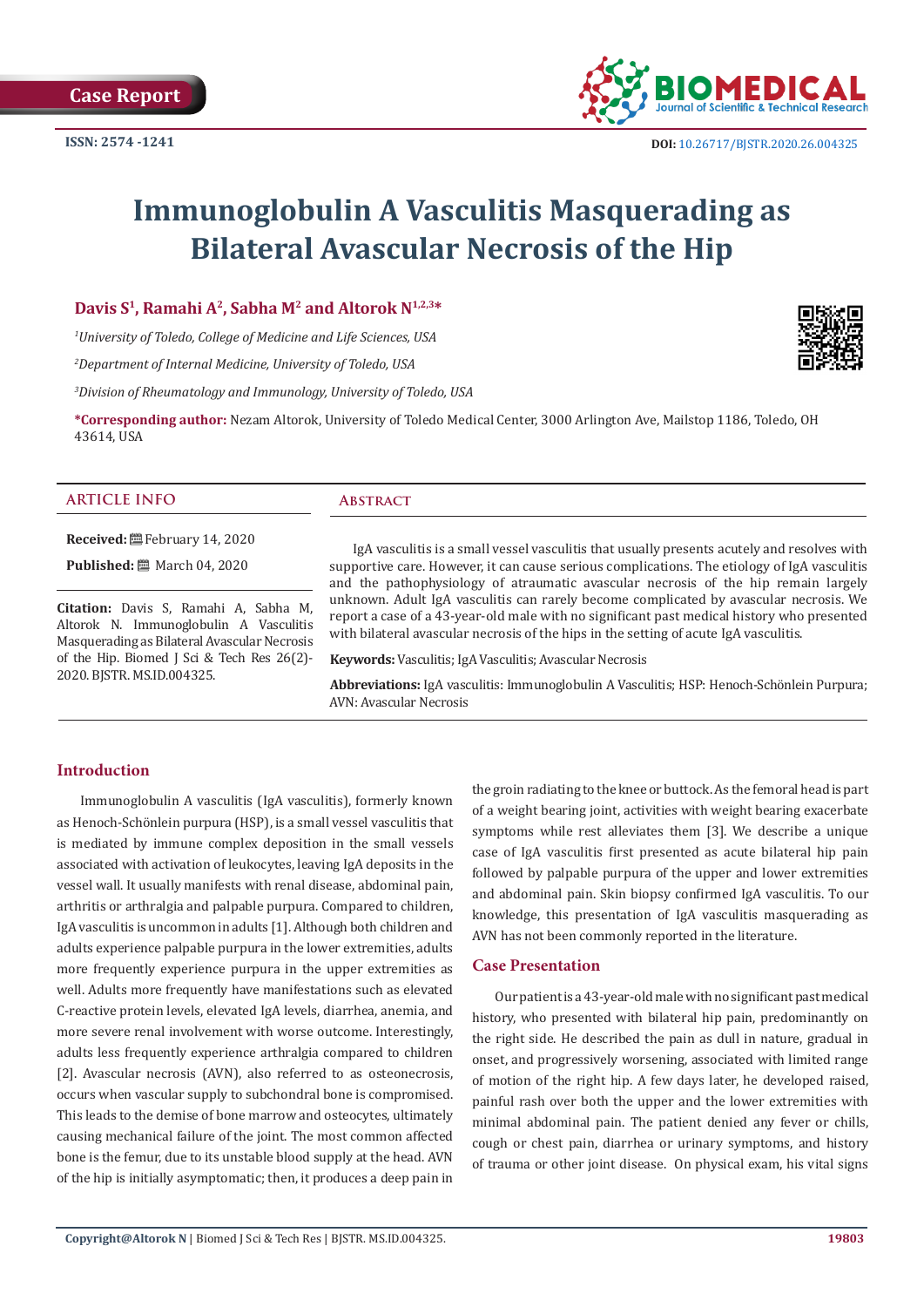Case Report

ISSN: 2574 -1241

DOI: 10.26717/BJSTR.2020.26.004325

# Immunoglobulin A Vasculitis Masquerading as Bilateral Avascular Necrosis of the Hip

**Davis S[1], Ramahi A[2], Sabha M[2] and Altorok N[1,2,3]***

[1]*University of Toledo, College of Medicine and Life Sciences, USA*

[2]*Department of Internal Medicine, University of Toledo, USA*

[3]*Division of Rheumatology and Immunology, University of Toledo, USA*

**\*Corresponding author:** Nezam Altorok, University of Toledo Medical Center, 3000 Arlington Ave, Mailstop 1186, Toledo, OH 43614, USA

## ARTICLE INFO

**Received:** February 14, 2020

**Published:** March 04, 2020

**Citation:** Davis S, Ramahi A, Sabha M, Altorok N. Immunoglobulin A Vasculitis Masquerading as Bilateral Avascular Necrosis of the Hip. Biomed J Sci & Tech Res 26(2)-2020. BJSTR. MS.ID.004325.

## Abstract

IgA vasculitis is a small vessel vasculitis that usually presents acutely and resolves with supportive care. However, it can cause serious complications. The etiology of IgA vasculitis and the pathophysiology of atraumatic avascular necrosis of the hip remain largely unknown. Adult IgA vasculitis can rarely become complicated by avascular necrosis. We report a case of a 43-year-old male with no significant past medical history who presented with bilateral avascular necrosis of the hips in the setting of acute IgA vasculitis.

**Keywords:** Vasculitis; IgA Vasculitis; Avascular Necrosis

**Abbreviations:** IgA vasculitis: Immunoglobulin A Vasculitis; HSP: Henoch-Schönlein Purpura; AVN: Avascular Necrosis

## Introduction

Immunoglobulin A vasculitis (IgA vasculitis), formerly known as Henoch-Schönlein purpura (HSP), is a small vessel vasculitis that is mediated by immune complex deposition in the small vessels associated with activation of leukocytes, leaving IgA deposits in the vessel wall. It usually manifests with renal disease, abdominal pain, arthritis or arthralgia and palpable purpura. Compared to children, IgA vasculitis is uncommon in adults [1]. Although both children and adults experience palpable purpura in the lower extremities, adults more frequently experience purpura in the upper extremities as well. Adults more frequently have manifestations such as elevated C-reactive protein levels, elevated IgA levels, diarrhea, anemia, and more severe renal involvement with worse outcome. Interestingly, adults less frequently experience arthralgia compared to children [2]. Avascular necrosis (AVN), also referred to as osteonecrosis, occurs when vascular supply to subchondral bone is compromised. This leads to the demise of bone marrow and osteocytes, ultimately causing mechanical failure of the joint. The most common affected bone is the femur, due to its unstable blood supply at the head. AVN of the hip is initially asymptomatic; then, it produces a deep pain in the groin radiating to the knee or buttock. As the femoral head is part of a weight bearing joint, activities with weight bearing exacerbate symptoms while rest alleviates them [3]. We describe a unique case of IgA vasculitis first presented as acute bilateral hip pain followed by palpable purpura of the upper and lower extremities and abdominal pain. Skin biopsy confirmed IgA vasculitis. To our knowledge, this presentation of IgA vasculitis masquerading as AVN has not been commonly reported in the literature.

## Case Presentation

Our patient is a 43-year-old male with no significant past medical history, who presented with bilateral hip pain, predominantly on the right side. He described the pain as dull in nature, gradual in onset, and progressively worsening, associated with limited range of motion of the right hip. A few days later, he developed raised, painful rash over both the upper and the lower extremities with minimal abdominal pain. The patient denied any fever or chills, cough or chest pain, diarrhea or urinary symptoms, and history of trauma or other joint disease. On physical exam, his vital signs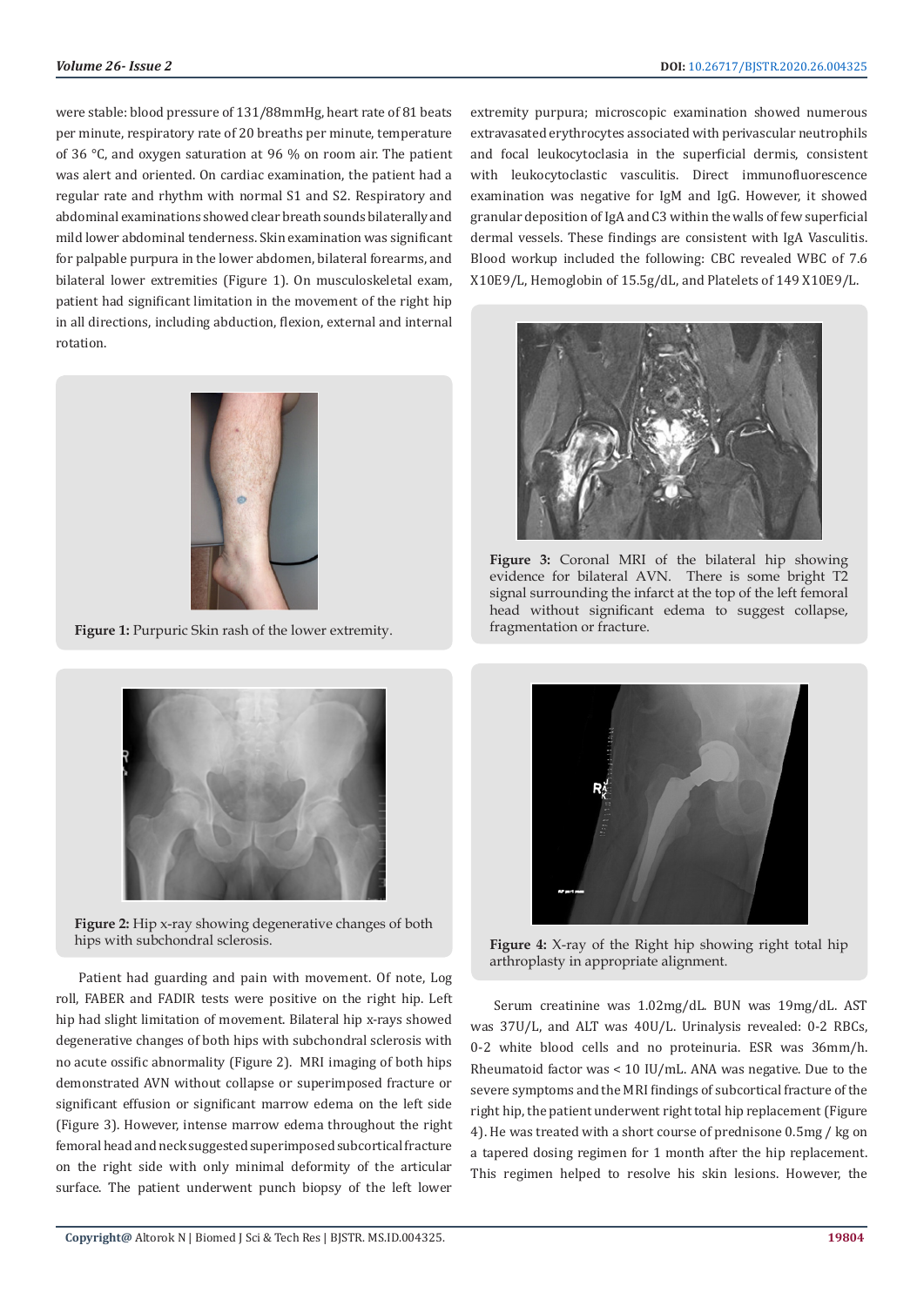were stable: blood pressure of 131/88mmHg, heart rate of 81 beats per minute, respiratory rate of 20 breaths per minute, temperature of 36 °C, and oxygen saturation at 96 % on room air. The patient was alert and oriented. On cardiac examination, the patient had a regular rate and rhythm with normal S1 and S2. Respiratory and abdominal examinations showed clear breath sounds bilaterally and mild lower abdominal tenderness. Skin examination was significant for palpable purpura in the lower abdomen, bilateral forearms, and bilateral lower extremities (Figure 1). On musculoskeletal exam, patient had significant limitation in the movement of the right hip in all directions, including abduction, flexion, external and internal rotation.

**Figure 1:** Purpuric Skin rash of the lower extremity.

**Figure 2:** Hip x-ray showing degenerative changes of both hips with subchondral sclerosis.

Patient had guarding and pain with movement. Of note, Log roll, FABER and FADIR tests were positive on the right hip. Left hip had slight limitation of movement. Bilateral hip x-rays showed degenerative changes of both hips with subchondral sclerosis with no acute ossific abnormality (Figure 2). MRI imaging of both hips demonstrated AVN without collapse or superimposed fracture or significant effusion or significant marrow edema on the left side (Figure 3). However, intense marrow edema throughout the right femoral head and neck suggested superimposed subcortical fracture on the right side with only minimal deformity of the articular surface. The patient underwent punch biopsy of the left lower extremity purpura; microscopic examination showed numerous extravasated erythrocytes associated with perivascular neutrophils and focal leukocytoclasia in the superficial dermis, consistent with leukocytoclastic vasculitis. Direct immunofluorescence examination was negative for IgM and IgG. However, it showed granular deposition of IgA and C3 within the walls of few superficial dermal vessels. These findings are consistent with IgA Vasculitis. Blood workup included the following: CBC revealed WBC of 7.6 X10E9/L, Hemoglobin of 15.5g/dL, and Platelets of 149 X10E9/L.

**Figure 3:** Coronal MRI of the bilateral hip showing evidence for bilateral AVN. There is some bright T2 signal surrounding the infarct at the top of the left femoral head without significant edema to suggest collapse, fragmentation or fracture.

**Figure 4:** X-ray of the Right hip showing right total hip arthroplasty in appropriate alignment.

Serum creatinine was 1.02mg/dL. BUN was 19mg/dL. AST was 37U/L, and ALT was 40U/L. Urinalysis revealed: 0-2 RBCs, 0-2 white blood cells and no proteinuria. ESR was 36mm/h. Rheumatoid factor was < 10 IU/mL. ANA was negative. Due to the severe symptoms and the MRI findings of subcortical fracture of the right hip, the patient underwent right total hip replacement (Figure 4). He was treated with a short course of prednisone 0.5mg / kg on a tapered dosing regimen for 1 month after the hip replacement. This regimen helped to resolve his skin lesions. However, the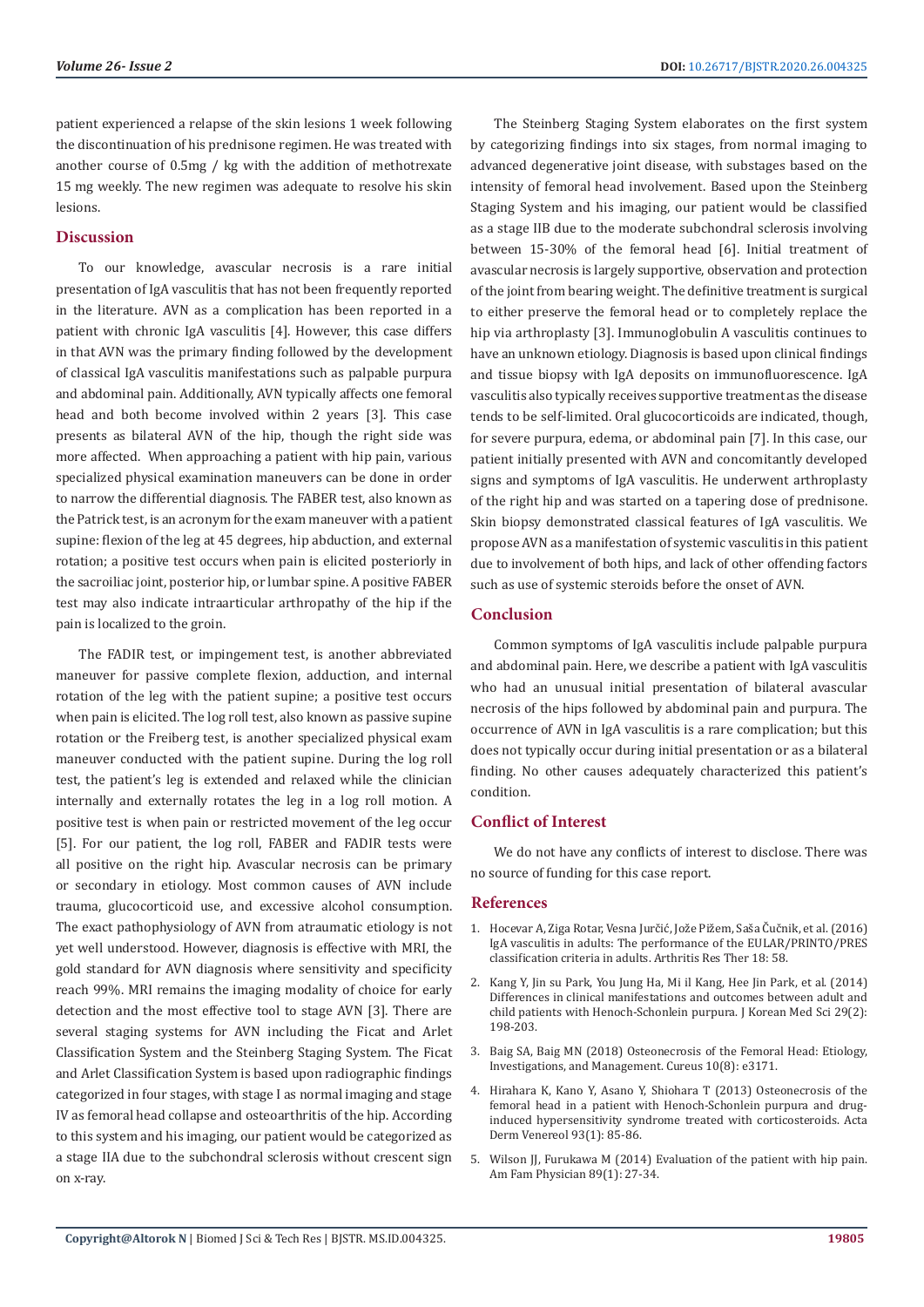patient experienced a relapse of the skin lesions 1 week following the discontinuation of his prednisone regimen. He was treated with another course of 0.5mg / kg with the addition of methotrexate 15 mg weekly. The new regimen was adequate to resolve his skin lesions.

## Discussion

To our knowledge, avascular necrosis is a rare initial presentation of IgA vasculitis that has not been frequently reported in the literature. AVN as a complication has been reported in a patient with chronic IgA vasculitis [4]. However, this case differs in that AVN was the primary finding followed by the development of classical IgA vasculitis manifestations such as palpable purpura and abdominal pain. Additionally, AVN typically affects one femoral head and both become involved within 2 years [3]. This case presents as bilateral AVN of the hip, though the right side was more affected. When approaching a patient with hip pain, various specialized physical examination maneuvers can be done in order to narrow the differential diagnosis. The FABER test, also known as the Patrick test, is an acronym for the exam maneuver with a patient supine: flexion of the leg at 45 degrees, hip abduction, and external rotation; a positive test occurs when pain is elicited posteriorly in the sacroiliac joint, posterior hip, or lumbar spine. A positive FABER test may also indicate intraarticular arthropathy of the hip if the pain is localized to the groin.

The FADIR test, or impingement test, is another abbreviated maneuver for passive complete flexion, adduction, and internal rotation of the leg with the patient supine; a positive test occurs when pain is elicited. The log roll test, also known as passive supine rotation or the Freiberg test, is another specialized physical exam maneuver conducted with the patient supine. During the log roll test, the patient's leg is extended and relaxed while the clinician internally and externally rotates the leg in a log roll motion. A positive test is when pain or restricted movement of the leg occur [5]. For our patient, the log roll, FABER and FADIR tests were all positive on the right hip. Avascular necrosis can be primary or secondary in etiology. Most common causes of AVN include trauma, glucocorticoid use, and excessive alcohol consumption. The exact pathophysiology of AVN from atraumatic etiology is not yet well understood. However, diagnosis is effective with MRI, the gold standard for AVN diagnosis where sensitivity and specificity reach 99%. MRI remains the imaging modality of choice for early detection and the most effective tool to stage AVN [3]. There are several staging systems for AVN including the Ficat and Arlet Classification System and the Steinberg Staging System. The Ficat and Arlet Classification System is based upon radiographic findings categorized in four stages, with stage I as normal imaging and stage IV as femoral head collapse and osteoarthritis of the hip. According to this system and his imaging, our patient would be categorized as a stage IIA due to the subchondral sclerosis without crescent sign on x-ray.

The Steinberg Staging System elaborates on the first system by categorizing findings into six stages, from normal imaging to advanced degenerative joint disease, with substages based on the intensity of femoral head involvement. Based upon the Steinberg Staging System and his imaging, our patient would be classified as a stage IIB due to the moderate subchondral sclerosis involving between 15-30% of the femoral head [6]. Initial treatment of avascular necrosis is largely supportive, observation and protection of the joint from bearing weight. The definitive treatment is surgical to either preserve the femoral head or to completely replace the hip via arthroplasty [3]. Immunoglobulin A vasculitis continues to have an unknown etiology. Diagnosis is based upon clinical findings and tissue biopsy with IgA deposits on immunofluorescence. IgA vasculitis also typically receives supportive treatment as the disease tends to be self-limited. Oral glucocorticoids are indicated, though, for severe purpura, edema, or abdominal pain [7]. In this case, our patient initially presented with AVN and concomitantly developed signs and symptoms of IgA vasculitis. He underwent arthroplasty of the right hip and was started on a tapering dose of prednisone. Skin biopsy demonstrated classical features of IgA vasculitis. We propose AVN as a manifestation of systemic vasculitis in this patient due to involvement of both hips, and lack of other offending factors such as use of systemic steroids before the onset of AVN.

## Conclusion

Common symptoms of IgA vasculitis include palpable purpura and abdominal pain. Here, we describe a patient with IgA vasculitis who had an unusual initial presentation of bilateral avascular necrosis of the hips followed by abdominal pain and purpura. The occurrence of AVN in IgA vasculitis is a rare complication; but this does not typically occur during initial presentation or as a bilateral finding. No other causes adequately characterized this patient's condition.

## Conflict of Interest

We do not have any conflicts of interest to disclose. There was no source of funding for this case report.

## References

1. Hocevar A, Ziga Rotar, Vesna Jurčić, Jože Pižem, Saša Čučnik, et al. (2016) IgA vasculitis in adults: The performance of the EULAR/PRINTO/PRES classification criteria in adults. Arthritis Res Ther 18: 58.
2. Kang Y, Jin su Park, You Jung Ha, Mi il Kang, Hee Jin Park, et al. (2014) Differences in clinical manifestations and outcomes between adult and child patients with Henoch-Schonlein purpura. J Korean Med Sci 29(2): 198-203.
3. Baig SA, Baig MN (2018) Osteonecrosis of the Femoral Head: Etiology, Investigations, and Management. Cureus 10(8): e3171.
4. Hirahara K, Kano Y, Asano Y, Shiohara T (2013) Osteonecrosis of the femoral head in a patient with Henoch-Schonlein purpura and drug-induced hypersensitivity syndrome treated with corticosteroids. Acta Derm Venereol 93(1): 85-86.
5. Wilson JJ, Furukawa M (2014) Evaluation of the patient with hip pain. Am Fam Physician 89(1): 27-34.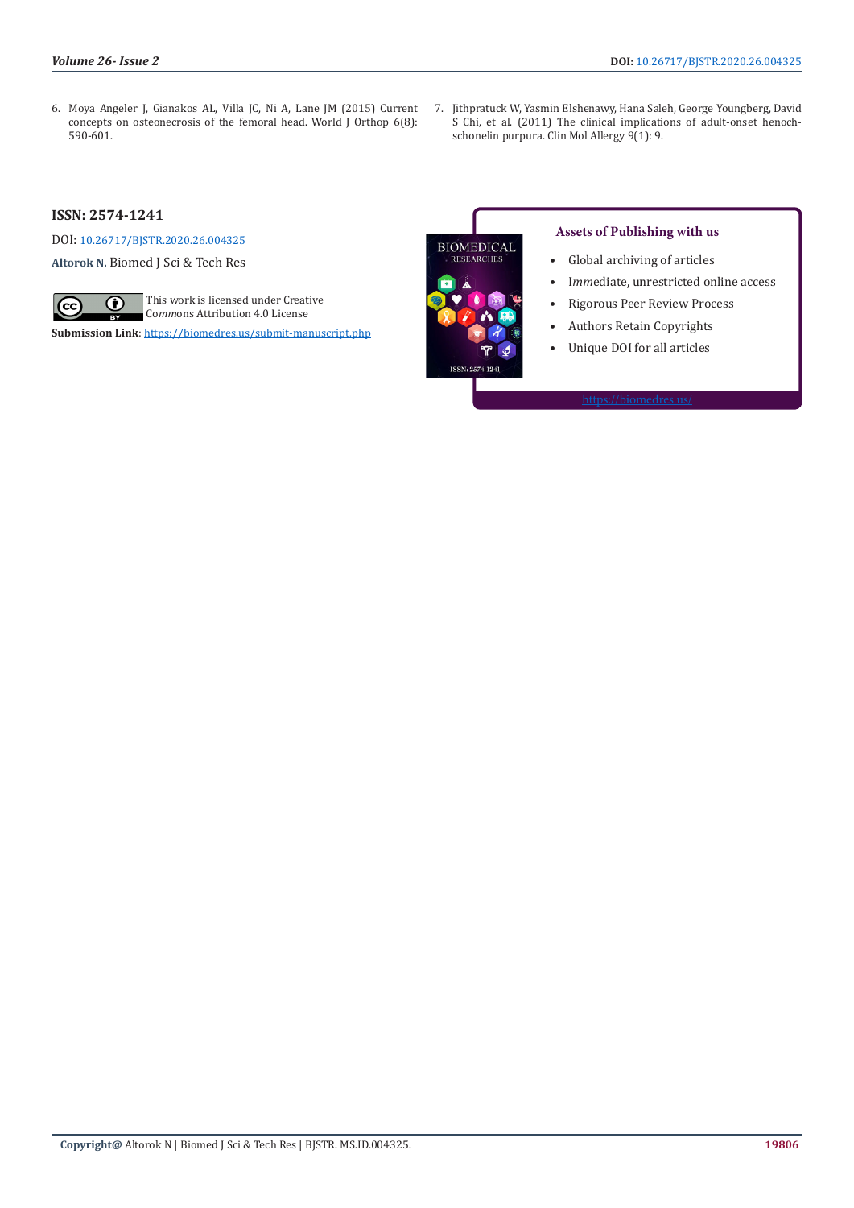6. Moya Angeler J, Gianakos AL, Villa JC, Ni A, Lane JM (2015) Current concepts on osteonecrosis of the femoral head. World J Orthop 6(8): 590-601.
7. Jithpratuck W, Yasmin Elshenawy, Hana Saleh, George Youngberg, David S Chi, et al. (2011) The clinical implications of adult-onset henoch-schonelin purpura. Clin Mol Allergy 9(1): 9.

**ISSN: 2574-1241**

DOI: 10.26717/BJSTR.2020.26.004325

**Altorok N.** Biomed J Sci & Tech Res

This work is licensed under Creative Commons Attribution 4.0 License

**Submission Link**: https://biomedres.us/submit-manuscript.php

**Assets of Publishing with us**

- Global archiving of articles
- Immediate, unrestricted online access
- Rigorous Peer Review Process
- Authors Retain Copyrights
- Unique DOI for all articles

https://biomedres.us/